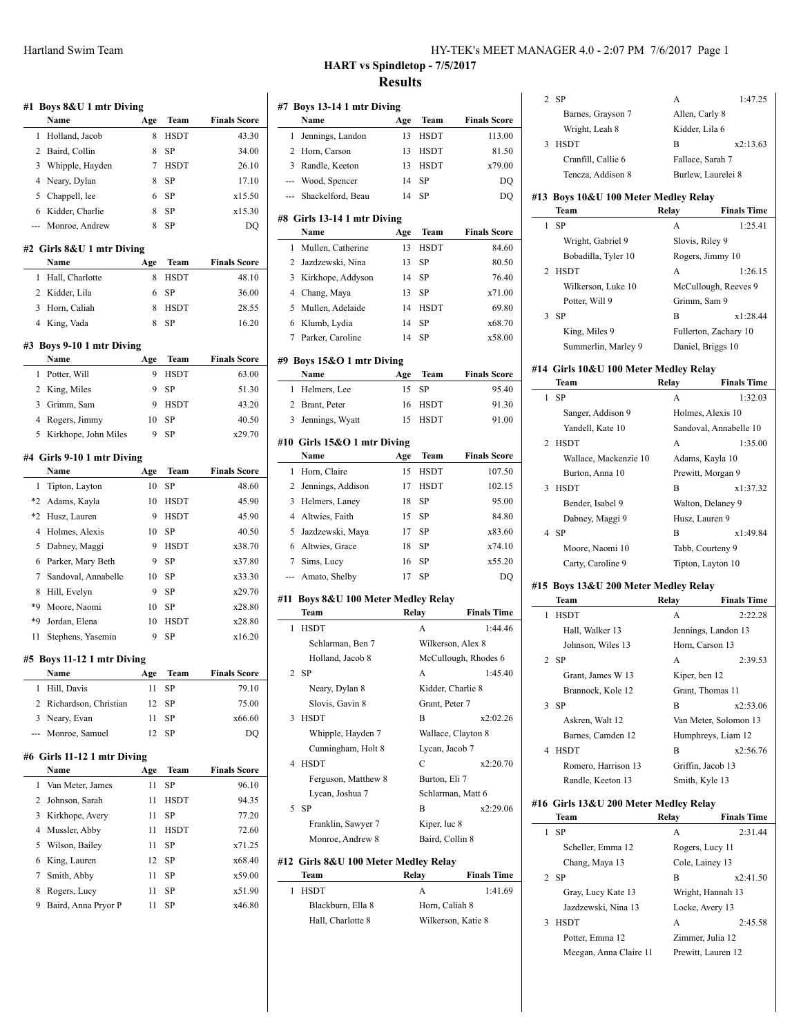## HART vs Spindletop - 7/5/2017

## Results

### #1 Boys 8&U 1 mtr Diving

| | Name | Age | Team | Finals Score |
|---|---|---|---|---|
| 1 | Holland, Jacob | 8 | HSDT | 43.30 |
| 2 | Baird, Collin | 8 | SP | 34.00 |
| 3 | Whipple, Hayden | 7 | HSDT | 26.10 |
| 4 | Neary, Dylan | 8 | SP | 17.10 |
| 5 | Chappell, lee | 6 | SP | x15.50 |
| 6 | Kidder, Charlie | 8 | SP | x15.30 |
| --- | Monroe, Andrew | 8 | SP | DQ |

### #2 Girls 8&U 1 mtr Diving

| | Name | Age | Team | Finals Score |
|---|---|---|---|---|
| 1 | Hall, Charlotte | 8 | HSDT | 48.10 |
| 2 | Kidder, Lila | 6 | SP | 36.00 |
| 3 | Horn, Caliah | 8 | HSDT | 28.55 |
| 4 | King, Vada | 8 | SP | 16.20 |

### #3 Boys 9-10 1 mtr Diving

| | Name | Age | Team | Finals Score |
|---|---|---|---|---|
| 1 | Potter, Will | 9 | HSDT | 63.00 |
| 2 | King, Miles | 9 | SP | 51.30 |
| 3 | Grimm, Sam | 9 | HSDT | 43.20 |
| 4 | Rogers, Jimmy | 10 | SP | 40.50 |
| 5 | Kirkhope, John Miles | 9 | SP | x29.70 |

### #4 Girls 9-10 1 mtr Diving

| | Name | Age | Team | Finals Score |
|---|---|---|---|---|
| 1 | Tipton, Layton | 10 | SP | 48.60 |
| *2 | Adams, Kayla | 10 | HSDT | 45.90 |
| *2 | Husz, Lauren | 9 | HSDT | 45.90 |
| 4 | Holmes, Alexis | 10 | SP | 40.50 |
| 5 | Dabney, Maggi | 9 | HSDT | x38.70 |
| 6 | Parker, Mary Beth | 9 | SP | x37.80 |
| 7 | Sandoval, Annabelle | 10 | SP | x33.30 |
| 8 | Hill, Evelyn | 9 | SP | x29.70 |
| *9 | Moore, Naomi | 10 | SP | x28.80 |
| *9 | Jordan, Elena | 10 | HSDT | x28.80 |
| 11 | Stephens, Yasemin | 9 | SP | x16.20 |

### #5 Boys 11-12 1 mtr Diving

| | Name | Age | Team | Finals Score |
|---|---|---|---|---|
| 1 | Hill, Davis | 11 | SP | 79.10 |
| 2 | Richardson, Christian | 12 | SP | 75.00 |
| 3 | Neary, Evan | 11 | SP | x66.60 |
| --- | Monroe, Samuel | 12 | SP | DQ |

### #6 Girls 11-12 1 mtr Diving

| | Name | Age | Team | Finals Score |
|---|---|---|---|---|
| 1 | Van Meter, James | 11 | SP | 96.10 |
| 2 | Johnson, Sarah | 11 | HSDT | 94.35 |
| 3 | Kirkhope, Avery | 11 | SP | 77.20 |
| 4 | Mussler, Abby | 11 | HSDT | 72.60 |
| 5 | Wilson, Bailey | 11 | SP | x71.25 |
| 6 | King, Lauren | 12 | SP | x68.40 |
| 7 | Smith, Abby | 11 | SP | x59.00 |
| 8 | Rogers, Lucy | 11 | SP | x51.90 |
| 9 | Baird, Anna Pryor P | 11 | SP | x46.80 |

### #7 Boys 13-14 1 mtr Diving

| | Name | Age | Team | Finals Score |
|---|---|---|---|---|
| 1 | Jennings, Landon | 13 | HSDT | 113.00 |
| 2 | Horn, Carson | 13 | HSDT | 81.50 |
| 3 | Randle, Keeton | 13 | HSDT | x79.00 |
| --- | Wood, Spencer | 14 | SP | DQ |
| --- | Shackelford, Beau | 14 | SP | DQ |

### #8 Girls 13-14 1 mtr Diving

| | Name | Age | Team | Finals Score |
|---|---|---|---|---|
| 1 | Mullen, Catherine | 13 | HSDT | 84.60 |
| 2 | Jazdzewski, Nina | 13 | SP | 80.50 |
| 3 | Kirkhope, Addyson | 14 | SP | 76.40 |
| 4 | Chang, Maya | 13 | SP | x71.00 |
| 5 | Mullen, Adelaide | 14 | HSDT | 69.80 |
| 6 | Klumb, Lydia | 14 | SP | x68.70 |
| 7 | Parker, Caroline | 14 | SP | x58.00 |

### #9 Boys 15&O 1 mtr Diving

| | Name | Age | Team | Finals Score |
|---|---|---|---|---|
| 1 | Helmers, Lee | 15 | SP | 95.40 |
| 2 | Brant, Peter | 16 | HSDT | 91.30 |
| 3 | Jennings, Wyatt | 15 | HSDT | 91.00 |

### #10 Girls 15&O 1 mtr Diving

| | Name | Age | Team | Finals Score |
|---|---|---|---|---|
| 1 | Horn, Claire | 15 | HSDT | 107.50 |
| 2 | Jennings, Addison | 17 | HSDT | 102.15 |
| 3 | Helmers, Laney | 18 | SP | 95.00 |
| 4 | Altwies, Faith | 15 | SP | 84.80 |
| 5 | Jazdzewski, Maya | 17 | SP | x83.60 |
| 6 | Altwies, Grace | 18 | SP | x74.10 |
| 7 | Sims, Lucy | 16 | SP | x55.20 |
| --- | Amato, Shelby | 17 | SP | DQ |

### #11 Boys 8&U 100 Meter Medley Relay

| | Team | Relay | Finals Time |
|---|---|---|---|
| 1 | HSDT | A | 1:44.46 |
| | Schlarman, Ben 7 | Wilkerson, Alex 8 | |
| | Holland, Jacob 8 | McCullough, Rhodes 6 | |
| 2 | SP | A | 1:45.40 |
| | Neary, Dylan 8 | Kidder, Charlie 8 | |
| | Slovis, Gavin 8 | Grant, Peter 7 | |
| 3 | HSDT | B | x2:02.26 |
| | Whipple, Hayden 7 | Wallace, Clayton 8 | |
| | Cunningham, Holt 8 | Lycan, Jacob 7 | |
| 4 | HSDT | C | x2:20.70 |
| | Ferguson, Matthew 8 | Burton, Eli 7 | |
| | Lycan, Joshua 7 | Schlarman, Matt 6 | |
| 5 | SP | B | x2:29.06 |
| | Franklin, Sawyer 7 | Kiper, luc 8 | |
| | Monroe, Andrew 8 | Baird, Collin 8 | |

### #12 Girls 8&U 100 Meter Medley Relay

| | Team | Relay | Finals Time |
|---|---|---|---|
| 1 | HSDT | A | 1:41.69 |
| | Blackburn, Ella 8 | Horn, Caliah 8 | |
| | Hall, Charlotte 8 | Wilkerson, Katie 8 | |
| 2 | SP | A | 1:47.25 |
| | Barnes, Grayson 7 | Allen, Carly 8 | |
| | Wright, Leah 8 | Kidder, Lila 6 | |
| 3 | HSDT | B | x2:13.63 |
| | Cranfill, Callie 6 | Fallace, Sarah 7 | |
| | Tencza, Addison 8 | Burlew, Laurelei 8 | |

### #13 Boys 10&U 100 Meter Medley Relay

| | Team | Relay | Finals Time |
|---|---|---|---|
| 1 | SP | A | 1:25.41 |
| | Wright, Gabriel 9 | Slovis, Riley 9 | |
| | Bobadilla, Tyler 10 | Rogers, Jimmy 10 | |
| 2 | HSDT | A | 1:26.15 |
| | Wilkerson, Luke 10 | McCullough, Reeves 9 | |
| | Potter, Will 9 | Grimm, Sam 9 | |
| 3 | SP | B | x1:28.44 |
| | King, Miles 9 | Fullerton, Zachary 10 | |
| | Summerlin, Marley 9 | Daniel, Briggs 10 | |

### #14 Girls 10&U 100 Meter Medley Relay

| | Team | Relay | Finals Time |
|---|---|---|---|
| 1 | SP | A | 1:32.03 |
| | Sanger, Addison 9 | Holmes, Alexis 10 | |
| | Yandell, Kate 10 | Sandoval, Annabelle 10 | |
| 2 | HSDT | A | 1:35.00 |
| | Wallace, Mackenzie 10 | Adams, Kayla 10 | |
| | Burton, Anna 10 | Prewitt, Morgan 9 | |
| 3 | HSDT | B | x1:37.32 |
| | Bender, Isabel 9 | Walton, Delaney 9 | |
| | Dabney, Maggi 9 | Husz, Lauren 9 | |
| 4 | SP | B | x1:49.84 |
| | Moore, Naomi 10 | Tabb, Courteny 9 | |
| | Carty, Caroline 9 | Tipton, Layton 10 | |

### #15 Boys 13&U 200 Meter Medley Relay

| | Team | Relay | Finals Time |
|---|---|---|---|
| 1 | HSDT | A | 2:22.28 |
| | Hall, Walker 13 | Jennings, Landon 13 | |
| | Johnson, Wiles 13 | Horn, Carson 13 | |
| 2 | SP | A | 2:39.53 |
| | Grant, James W 13 | Kiper, ben 12 | |
| | Brannock, Kole 12 | Grant, Thomas 11 | |
| 3 | SP | B | x2:53.06 |
| | Askren, Walt 12 | Van Meter, Solomon 13 | |
| | Barnes, Camden 12 | Humphreys, Liam 12 | |
| 4 | HSDT | B | x2:56.76 |
| | Romero, Harrison 13 | Griffin, Jacob 13 | |
| | Randle, Keeton 13 | Smith, Kyle 13 | |

### #16 Girls 13&U 200 Meter Medley Relay

| | Team | Relay | Finals Time |
|---|---|---|---|
| 1 | SP | A | 2:31.44 |
| | Scheller, Emma 12 | Rogers, Lucy 11 | |
| | Chang, Maya 13 | Cole, Lainey 13 | |
| 2 | SP | B | x2:41.50 |
| | Gray, Lucy Kate 13 | Wright, Hannah 13 | |
| | Jazdzewski, Nina 13 | Locke, Avery 13 | |
| 3 | HSDT | A | 2:45.58 |
| | Potter, Emma 12 | Zimmer, Julia 12 | |
| | Meegan, Anna Claire 11 | Prewitt, Lauren 12 | |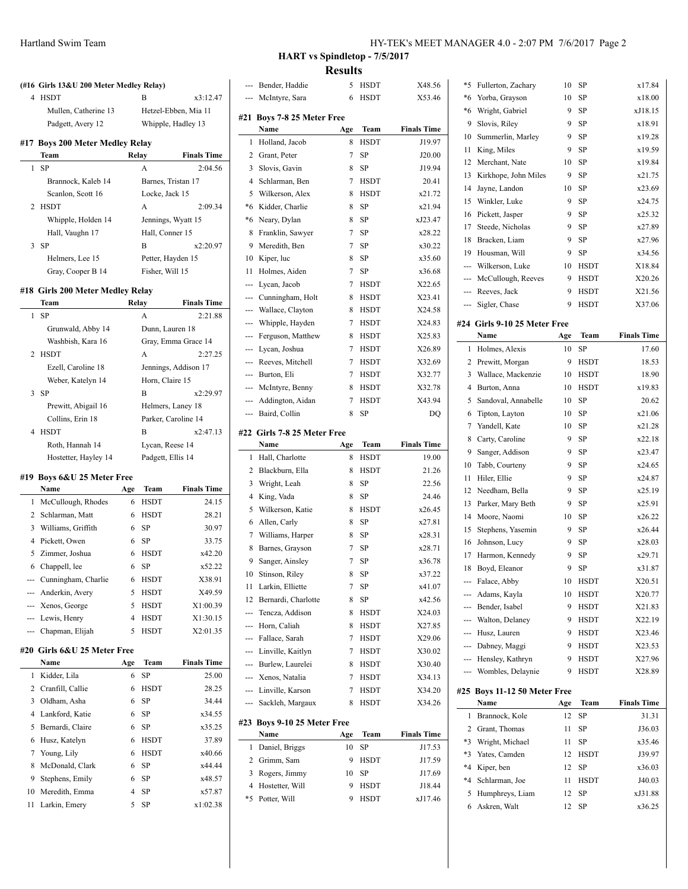**HART vs Spindletop - 7/5/2017**

**Results**

**(#16 Girls 13&U 200 Meter Medley Relay)**

| | Team | Relay | Finals Time |
|---|---|---|---|
| 4 | HSDT | B | x3:12.47 |
| | Mullen, Catherine 13 | Hetzel-Ebben, Mia 11 | |
| | Padgett, Avery 12 | Whipple, Hadley 13 | |

**#17 Boys 200 Meter Medley Relay**

| | Team | Relay | Finals Time |
|---|---|---|---|
| 1 | SP | A | 2:04.56 |
| | Brannock, Kaleb 14 | Barnes, Tristan 17 | |
| | Scanlon, Scott 16 | Locke, Jack 15 | |
| 2 | HSDT | A | 2:09.34 |
| | Whipple, Holden 14 | Jennings, Wyatt 15 | |
| | Hall, Vaughn 17 | Hall, Conner 15 | |
| 3 | SP | B | x2:20.97 |
| | Helmers, Lee 15 | Petter, Hayden 15 | |
| | Gray, Cooper B 14 | Fisher, Will 15 | |

**#18 Girls 200 Meter Medley Relay**

| | Team | Relay | Finals Time |
|---|---|---|---|
| 1 | SP | A | 2:21.88 |
| | Grunwald, Abby 14 | Dunn, Lauren 18 | |
| | Washbish, Kara 16 | Gray, Emma Grace 14 | |
| 2 | HSDT | A | 2:27.25 |
| | Ezell, Caroline 18 | Jennings, Addison 17 | |
| | Weber, Katelyn 14 | Horn, Claire 15 | |
| 3 | SP | B | x2:29.97 |
| | Prewitt, Abigail 16 | Helmers, Laney 18 | |
| | Collins, Erin 18 | Parker, Caroline 14 | |
| 4 | HSDT | B | x2:47.13 |
| | Roth, Hannah 14 | Lycan, Reese 14 | |
| | Hostetter, Hayley 14 | Padgett, Ellis 14 | |

**#19 Boys 6&U 25 Meter Free**

| | Name | Age | Team | Finals Time |
|---|---|---|---|---|
| 1 | McCullough, Rhodes | 6 | HSDT | 24.15 |
| 2 | Schlarman, Matt | 6 | HSDT | 28.21 |
| 3 | Williams, Griffith | 6 | SP | 30.97 |
| 4 | Pickett, Owen | 6 | SP | 33.75 |
| 5 | Zimmer, Joshua | 6 | HSDT | x42.20 |
| 6 | Chappell, lee | 6 | SP | x52.22 |
| --- | Cunningham, Charlie | 6 | HSDT | X38.91 |
| --- | Anderkin, Avery | 5 | HSDT | X49.59 |
| --- | Xenos, George | 5 | HSDT | X1:00.39 |
| --- | Lewis, Henry | 4 | HSDT | X1:30.15 |
| --- | Chapman, Elijah | 5 | HSDT | X2:01.35 |

**#20 Girls 6&U 25 Meter Free**

| | Name | Age | Team | Finals Time |
|---|---|---|---|---|
| 1 | Kidder, Lila | 6 | SP | 25.00 |
| 2 | Cranfill, Callie | 6 | HSDT | 28.25 |
| 3 | Oldham, Asha | 6 | SP | 34.44 |
| 4 | Lankford, Katie | 6 | SP | x34.55 |
| 5 | Bernardi, Claire | 6 | SP | x35.25 |
| 6 | Husz, Katelyn | 6 | HSDT | 37.89 |
| 7 | Young, Lily | 6 | HSDT | x40.66 |
| 8 | McDonald, Clark | 6 | SP | x44.44 |
| 9 | Stephens, Emily | 6 | SP | x48.57 |
| 10 | Meredith, Emma | 4 | SP | x57.87 |
| 11 | Larkin, Emery | 5 | SP | x1:02.38 |
| --- | Bender, Haddie | 5 | HSDT | X48.56 |
| --- | McIntyre, Sara | 6 | HSDT | X53.46 |

**#21 Boys 7-8 25 Meter Free**

| | Name | Age | Team | Finals Time |
|---|---|---|---|---|
| 1 | Holland, Jacob | 8 | HSDT | J19.97 |
| 2 | Grant, Peter | 7 | SP | J20.00 |
| 3 | Slovis, Gavin | 8 | SP | J19.94 |
| 4 | Schlarman, Ben | 7 | HSDT | 20.41 |
| 5 | Wilkerson, Alex | 8 | HSDT | x21.72 |
| *6 | Kidder, Charlie | 8 | SP | x21.94 |
| *6 | Neary, Dylan | 8 | SP | xJ23.47 |
| 8 | Franklin, Sawyer | 7 | SP | x28.22 |
| 9 | Meredith, Ben | 7 | SP | x30.22 |
| 10 | Kiper, luc | 8 | SP | x35.60 |
| 11 | Holmes, Aiden | 7 | SP | x36.68 |
| --- | Lycan, Jacob | 7 | HSDT | X22.65 |
| --- | Cunningham, Holt | 8 | HSDT | X23.41 |
| --- | Wallace, Clayton | 8 | HSDT | X24.58 |
| --- | Whipple, Hayden | 7 | HSDT | X24.83 |
| --- | Ferguson, Matthew | 8 | HSDT | X25.83 |
| --- | Lycan, Joshua | 7 | HSDT | X26.89 |
| --- | Reeves, Mitchell | 7 | HSDT | X32.69 |
| --- | Burton, Eli | 7 | HSDT | X32.77 |
| --- | McIntyre, Benny | 8 | HSDT | X32.78 |
| --- | Addington, Aidan | 7 | HSDT | X43.94 |
| --- | Baird, Collin | 8 | SP | DQ |

**#22 Girls 7-8 25 Meter Free**

| | Name | Age | Team | Finals Time |
|---|---|---|---|---|
| 1 | Hall, Charlotte | 8 | HSDT | 19.00 |
| 2 | Blackburn, Ella | 8 | HSDT | 21.26 |
| 3 | Wright, Leah | 8 | SP | 22.56 |
| 4 | King, Vada | 8 | SP | 24.46 |
| 5 | Wilkerson, Katie | 8 | HSDT | x26.45 |
| 6 | Allen, Carly | 8 | SP | x27.81 |
| 7 | Williams, Harper | 8 | SP | x28.31 |
| 8 | Barnes, Grayson | 7 | SP | x28.71 |
| 9 | Sanger, Ainsley | 7 | SP | x36.78 |
| 10 | Stinson, Riley | 8 | SP | x37.22 |
| 11 | Larkin, Elliette | 7 | SP | x41.07 |
| 12 | Bernardi, Charlotte | 8 | SP | x42.56 |
| --- | Tencza, Addison | 8 | HSDT | X24.03 |
| --- | Horn, Caliah | 8 | HSDT | X27.85 |
| --- | Fallace, Sarah | 7 | HSDT | X29.06 |
| --- | Linville, Kaitlyn | 7 | HSDT | X30.02 |
| --- | Burlew, Laurelei | 8 | HSDT | X30.40 |
| --- | Xenos, Natalia | 7 | HSDT | X34.13 |
| --- | Linville, Karson | 7 | HSDT | X34.20 |
| --- | Sackleh, Margaux | 8 | HSDT | X34.26 |

**#23 Boys 9-10 25 Meter Free**

| | Name | Age | Team | Finals Time |
|---|---|---|---|---|
| 1 | Daniel, Briggs | 10 | SP | J17.53 |
| 2 | Grimm, Sam | 9 | HSDT | J17.59 |
| 3 | Rogers, Jimmy | 10 | SP | J17.69 |
| 4 | Hostetter, Will | 9 | HSDT | J18.44 |
| *5 | Potter, Will | 9 | HSDT | xJ17.46 |
| *5 | Fullerton, Zachary | 10 | SP | x17.84 |
| *6 | Yorba, Grayson | 10 | SP | x18.00 |
| *6 | Wright, Gabriel | 9 | SP | xJ18.15 |
| 9 | Slovis, Riley | 9 | SP | x18.91 |
| 10 | Summerlin, Marley | 9 | SP | x19.28 |
| 11 | King, Miles | 9 | SP | x19.59 |
| 12 | Merchant, Nate | 10 | SP | x19.84 |
| 13 | Kirkhope, John Miles | 9 | SP | x21.75 |
| 14 | Jayne, Landon | 10 | SP | x23.69 |
| 15 | Winkler, Luke | 9 | SP | x24.75 |
| 16 | Pickett, Jasper | 9 | SP | x25.32 |
| 17 | Steede, Nicholas | 9 | SP | x27.89 |
| 18 | Bracken, Liam | 9 | SP | x27.96 |
| 19 | Housman, Will | 9 | SP | x34.56 |
| --- | Wilkerson, Luke | 10 | HSDT | X18.84 |
| --- | McCullough, Reeves | 9 | HSDT | X20.26 |
| --- | Reeves, Jack | 9 | HSDT | X21.56 |
| --- | Sigler, Chase | 9 | HSDT | X37.06 |

**#24 Girls 9-10 25 Meter Free**

| | Name | Age | Team | Finals Time |
|---|---|---|---|---|
| 1 | Holmes, Alexis | 10 | SP | 17.60 |
| 2 | Prewitt, Morgan | 9 | HSDT | 18.53 |
| 3 | Wallace, Mackenzie | 10 | HSDT | 18.90 |
| 4 | Burton, Anna | 10 | HSDT | x19.83 |
| 5 | Sandoval, Annabelle | 10 | SP | 20.62 |
| 6 | Tipton, Layton | 10 | SP | x21.06 |
| 7 | Yandell, Kate | 10 | SP | x21.28 |
| 8 | Carty, Caroline | 9 | SP | x22.18 |
| 9 | Sanger, Addison | 9 | SP | x23.47 |
| 10 | Tabb, Courteny | 9 | SP | x24.65 |
| 11 | Hiler, Ellie | 9 | SP | x24.87 |
| 12 | Needham, Bella | 9 | SP | x25.19 |
| 13 | Parker, Mary Beth | 9 | SP | x25.91 |
| 14 | Moore, Naomi | 10 | SP | x26.22 |
| 15 | Stephens, Yasemin | 9 | SP | x26.44 |
| 16 | Johnson, Lucy | 9 | SP | x28.03 |
| 17 | Harmon, Kennedy | 9 | SP | x29.71 |
| 18 | Boyd, Eleanor | 9 | SP | x31.87 |
| --- | Falace, Abby | 10 | HSDT | X20.51 |
| --- | Adams, Kayla | 10 | HSDT | X20.77 |
| --- | Bender, Isabel | 9 | HSDT | X21.83 |
| --- | Walton, Delaney | 9 | HSDT | X22.19 |
| --- | Husz, Lauren | 9 | HSDT | X23.46 |
| --- | Dabney, Maggi | 9 | HSDT | X23.53 |
| --- | Hensley, Kathryn | 9 | HSDT | X27.96 |
| --- | Wombles, Delaynie | 9 | HSDT | X28.89 |

**#25 Boys 11-12 50 Meter Free**

| | Name | Age | Team | Finals Time |
|---|---|---|---|---|
| 1 | Brannock, Kole | 12 | SP | 31.31 |
| 2 | Grant, Thomas | 11 | SP | J36.03 |
| *3 | Wright, Michael | 11 | SP | x35.46 |
| *3 | Yates, Camden | 12 | HSDT | J39.97 |
| *4 | Kiper, ben | 12 | SP | x36.03 |
| *4 | Schlarman, Joe | 11 | HSDT | J40.03 |
| 5 | Humphreys, Liam | 12 | SP | xJ31.88 |
| 6 | Askren, Walt | 12 | SP | x36.25 |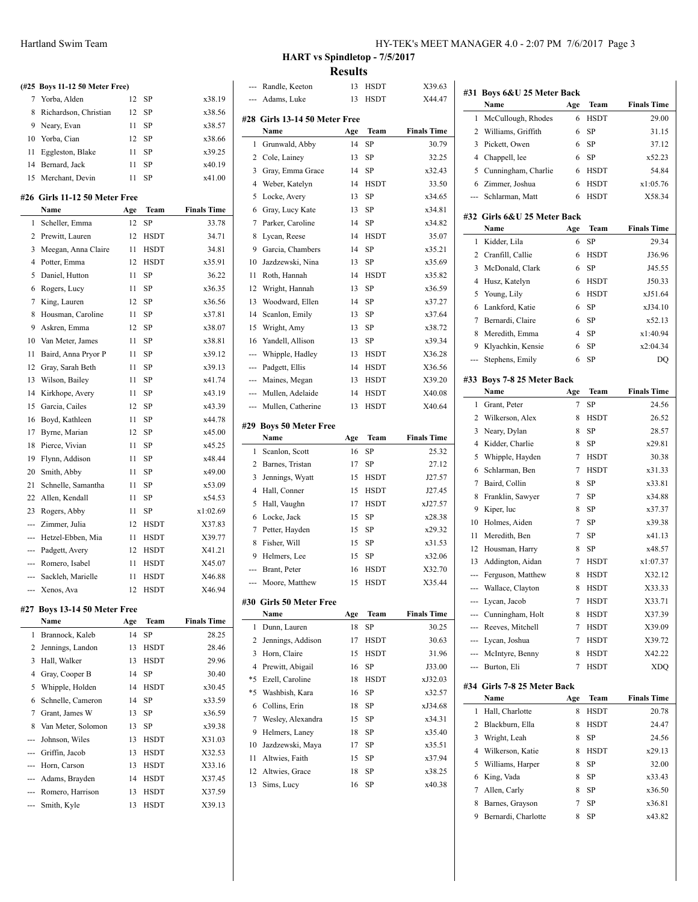## HART vs Spindletop - 7/5/2017

### Results

**(#25 Boys 11-12 50 Meter Free)**

| | Name | Age | Team | Finals Time |
|---|---|---|---|---|
| 7 | Yorba, Alden | 12 | SP | x38.19 |
| 8 | Richardson, Christian | 12 | SP | x38.56 |
| 9 | Neary, Evan | 11 | SP | x38.57 |
| 10 | Yorba, Cian | 12 | SP | x38.66 |
| 11 | Eggleston, Blake | 11 | SP | x39.25 |
| 14 | Bernard, Jack | 11 | SP | x40.19 |
| 15 | Merchant, Devin | 11 | SP | x41.00 |

### #26 Girls 11-12 50 Meter Free

| | Name | Age | Team | Finals Time |
|---|---|---|---|---|
| 1 | Scheller, Emma | 12 | SP | 33.78 |
| 2 | Prewitt, Lauren | 12 | HSDT | 34.71 |
| 3 | Meegan, Anna Claire | 11 | HSDT | 34.81 |
| 4 | Potter, Emma | 12 | HSDT | x35.91 |
| 5 | Daniel, Hutton | 11 | SP | 36.22 |
| 6 | Rogers, Lucy | 11 | SP | x36.35 |
| 7 | King, Lauren | 12 | SP | x36.56 |
| 8 | Housman, Caroline | 11 | SP | x37.81 |
| 9 | Askren, Emma | 12 | SP | x38.07 |
| 10 | Van Meter, James | 11 | SP | x38.81 |
| 11 | Baird, Anna Pryor P | 11 | SP | x39.12 |
| 12 | Gray, Sarah Beth | 11 | SP | x39.13 |
| 13 | Wilson, Bailey | 11 | SP | x41.74 |
| 14 | Kirkhope, Avery | 11 | SP | x43.19 |
| 15 | Garcia, Cailes | 12 | SP | x43.39 |
| 16 | Boyd, Kathleen | 11 | SP | x44.78 |
| 17 | Byrne, Marian | 12 | SP | x45.00 |
| 18 | Pierce, Vivian | 11 | SP | x45.25 |
| 19 | Flynn, Addison | 11 | SP | x48.44 |
| 20 | Smith, Abby | 11 | SP | x49.00 |
| 21 | Schnelle, Samantha | 11 | SP | x53.09 |
| 22 | Allen, Kendall | 11 | SP | x54.53 |
| 23 | Rogers, Abby | 11 | SP | x1:02.69 |
| --- | Zimmer, Julia | 12 | HSDT | X37.83 |
| --- | Hetzel-Ebben, Mia | 11 | HSDT | X39.77 |
| --- | Padgett, Avery | 12 | HSDT | X41.21 |
| --- | Romero, Isabel | 11 | HSDT | X45.07 |
| --- | Sackleh, Marielle | 11 | HSDT | X46.88 |
| --- | Xenos, Ava | 12 | HSDT | X46.94 |

### #27 Boys 13-14 50 Meter Free

| | Name | Age | Team | Finals Time |
|---|---|---|---|---|
| 1 | Brannock, Kaleb | 14 | SP | 28.25 |
| 2 | Jennings, Landon | 13 | HSDT | 28.46 |
| 3 | Hall, Walker | 13 | HSDT | 29.96 |
| 4 | Gray, Cooper B | 14 | SP | 30.40 |
| 5 | Whipple, Holden | 14 | HSDT | x30.45 |
| 6 | Schnelle, Cameron | 14 | SP | x33.59 |
| 7 | Grant, James W | 13 | SP | x36.59 |
| 8 | Van Meter, Solomon | 13 | SP | x39.38 |
| --- | Johnson, Wiles | 13 | HSDT | X31.03 |
| --- | Griffin, Jacob | 13 | HSDT | X32.53 |
| --- | Horn, Carson | 13 | HSDT | X33.16 |
| --- | Adams, Brayden | 14 | HSDT | X37.45 |
| --- | Romero, Harrison | 13 | HSDT | X37.59 |
| --- | Smith, Kyle | 13 | HSDT | X39.13 |
| --- | Randle, Keeton | 13 | HSDT | X39.63 |
| --- | Adams, Luke | 13 | HSDT | X44.47 |

### #28 Girls 13-14 50 Meter Free

| | Name | Age | Team | Finals Time |
|---|---|---|---|---|
| 1 | Grunwald, Abby | 14 | SP | 30.79 |
| 2 | Cole, Lainey | 13 | SP | 32.25 |
| 3 | Gray, Emma Grace | 14 | SP | x32.43 |
| 4 | Weber, Katelyn | 14 | HSDT | 33.50 |
| 5 | Locke, Avery | 13 | SP | x34.65 |
| 6 | Gray, Lucy Kate | 13 | SP | x34.81 |
| 7 | Parker, Caroline | 14 | SP | x34.82 |
| 8 | Lycan, Reese | 14 | HSDT | 35.07 |
| 9 | Garcia, Chambers | 14 | SP | x35.21 |
| 10 | Jazdzewski, Nina | 13 | SP | x35.69 |
| 11 | Roth, Hannah | 14 | HSDT | x35.82 |
| 12 | Wright, Hannah | 13 | SP | x36.59 |
| 13 | Woodward, Ellen | 14 | SP | x37.27 |
| 14 | Scanlon, Emily | 13 | SP | x37.64 |
| 15 | Wright, Amy | 13 | SP | x38.72 |
| 16 | Yandell, Allison | 13 | SP | x39.34 |
| --- | Whipple, Hadley | 13 | HSDT | X36.28 |
| --- | Padgett, Ellis | 14 | HSDT | X36.56 |
| --- | Maines, Megan | 13 | HSDT | X39.20 |
| --- | Mullen, Adelaide | 14 | HSDT | X40.08 |
| --- | Mullen, Catherine | 13 | HSDT | X40.64 |

### #29 Boys 50 Meter Free

| | Name | Age | Team | Finals Time |
|---|---|---|---|---|
| 1 | Scanlon, Scott | 16 | SP | 25.32 |
| 2 | Barnes, Tristan | 17 | SP | 27.12 |
| 3 | Jennings, Wyatt | 15 | HSDT | J27.57 |
| 4 | Hall, Conner | 15 | HSDT | J27.45 |
| 5 | Hall, Vaughn | 17 | HSDT | xJ27.57 |
| 6 | Locke, Jack | 15 | SP | x28.38 |
| 7 | Petter, Hayden | 15 | SP | x29.32 |
| 8 | Fisher, Will | 15 | SP | x31.53 |
| 9 | Helmers, Lee | 15 | SP | x32.06 |
| --- | Brant, Peter | 16 | HSDT | X32.70 |
| --- | Moore, Matthew | 15 | HSDT | X35.44 |

### #30 Girls 50 Meter Free

| | Name | Age | Team | Finals Time |
|---|---|---|---|---|
| 1 | Dunn, Lauren | 18 | SP | 30.25 |
| 2 | Jennings, Addison | 17 | HSDT | 30.63 |
| 3 | Horn, Claire | 15 | HSDT | 31.96 |
| 4 | Prewitt, Abigail | 16 | SP | J33.00 |
| *5 | Ezell, Caroline | 18 | HSDT | xJ32.03 |
| *5 | Washbish, Kara | 16 | SP | x32.57 |
| 6 | Collins, Erin | 18 | SP | xJ34.68 |
| 7 | Wesley, Alexandra | 15 | SP | x34.31 |
| 9 | Helmers, Laney | 18 | SP | x35.40 |
| 10 | Jazdzewski, Maya | 17 | SP | x35.51 |
| 11 | Altwies, Faith | 15 | SP | x37.94 |
| 12 | Altwies, Grace | 18 | SP | x38.25 |
| 13 | Sims, Lucy | 16 | SP | x40.38 |

### #31 Boys 6&U 25 Meter Back

| | Name | Age | Team | Finals Time |
|---|---|---|---|---|
| 1 | McCullough, Rhodes | 6 | HSDT | 29.00 |
| 2 | Williams, Griffith | 6 | SP | 31.15 |
| 3 | Pickett, Owen | 6 | SP | 37.12 |
| 4 | Chappell, lee | 6 | SP | x52.23 |
| 5 | Cunningham, Charlie | 6 | HSDT | 54.84 |
| 6 | Zimmer, Joshua | 6 | HSDT | x1:05.76 |
| --- | Schlarman, Matt | 6 | HSDT | X58.34 |

### #32 Girls 6&U 25 Meter Back

| | Name | Age | Team | Finals Time |
|---|---|---|---|---|
| 1 | Kidder, Lila | 6 | SP | 29.34 |
| 2 | Cranfill, Callie | 6 | HSDT | J36.96 |
| 3 | McDonald, Clark | 6 | SP | J45.55 |
| 4 | Husz, Katelyn | 6 | HSDT | J50.33 |
| 5 | Young, Lily | 6 | HSDT | xJ51.64 |
| 6 | Lankford, Katie | 6 | SP | xJ34.10 |
| 7 | Bernardi, Claire | 6 | SP | x52.13 |
| 8 | Meredith, Emma | 4 | SP | x1:40.94 |
| 9 | Klyachkin, Kensie | 6 | SP | x2:04.34 |
| --- | Stephens, Emily | 6 | SP | DQ |

### #33 Boys 7-8 25 Meter Back

| | Name | Age | Team | Finals Time |
|---|---|---|---|---|
| 1 | Grant, Peter | 7 | SP | 24.56 |
| 2 | Wilkerson, Alex | 8 | HSDT | 26.52 |
| 3 | Neary, Dylan | 8 | SP | 28.57 |
| 4 | Kidder, Charlie | 8 | SP | x29.81 |
| 5 | Whipple, Hayden | 7 | HSDT | 30.38 |
| 6 | Schlarman, Ben | 7 | HSDT | x31.33 |
| 7 | Baird, Collin | 8 | SP | x33.81 |
| 8 | Franklin, Sawyer | 7 | SP | x34.88 |
| 9 | Kiper, luc | 8 | SP | x37.37 |
| 10 | Holmes, Aiden | 7 | SP | x39.38 |
| 11 | Meredith, Ben | 7 | SP | x41.13 |
| 12 | Housman, Harry | 8 | SP | x48.57 |
| 13 | Addington, Aidan | 7 | HSDT | x1:07.37 |
| --- | Ferguson, Matthew | 8 | HSDT | X32.12 |
| --- | Wallace, Clayton | 8 | HSDT | X33.33 |
| --- | Lycan, Jacob | 7 | HSDT | X33.71 |
| --- | Cunningham, Holt | 8 | HSDT | X37.39 |
| --- | Reeves, Mitchell | 7 | HSDT | X39.09 |
| --- | Lycan, Joshua | 7 | HSDT | X39.72 |
| --- | McIntyre, Benny | 8 | HSDT | X42.22 |
| --- | Burton, Eli | 7 | HSDT | XDQ |

### #34 Girls 7-8 25 Meter Back

| | Name | Age | Team | Finals Time |
|---|---|---|---|---|
| 1 | Hall, Charlotte | 8 | HSDT | 20.78 |
| 2 | Blackburn, Ella | 8 | HSDT | 24.47 |
| 3 | Wright, Leah | 8 | SP | 24.56 |
| 4 | Wilkerson, Katie | 8 | HSDT | x29.13 |
| 5 | Williams, Harper | 8 | SP | 32.00 |
| 6 | King, Vada | 8 | SP | x33.43 |
| 7 | Allen, Carly | 8 | SP | x36.50 |
| 8 | Barnes, Grayson | 7 | SP | x36.81 |
| 9 | Bernardi, Charlotte | 8 | SP | x43.82 |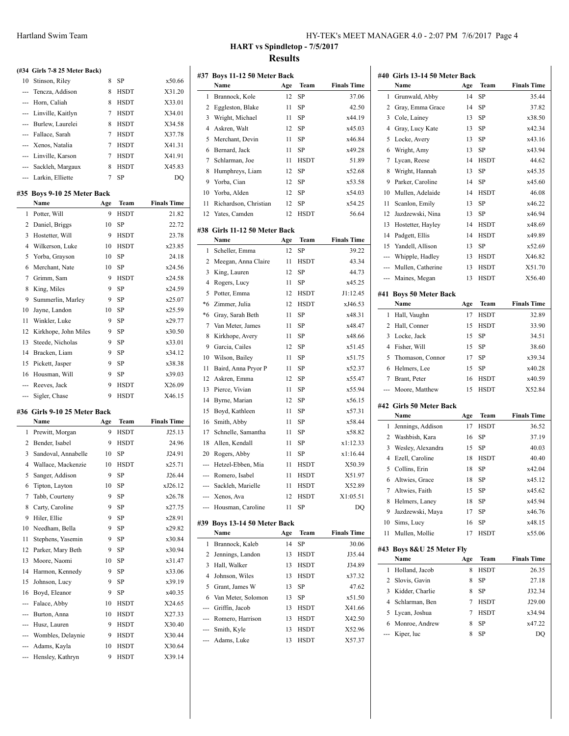## HART vs Spindletop - 7/5/2017

## Results

### (#34 Girls 7-8 25 Meter Back)

| | Name | Age | Team | Finals Time |
|---|---|---|---|---|
| 10 | Stinson, Riley | 8 | SP | x50.66 |
| --- | Tencza, Addison | 8 | HSDT | X31.20 |
| --- | Horn, Caliah | 8 | HSDT | X33.01 |
| --- | Linville, Kaitlyn | 7 | HSDT | X34.01 |
| --- | Burlew, Laurelei | 8 | HSDT | X34.58 |
| --- | Fallace, Sarah | 7 | HSDT | X37.78 |
| --- | Xenos, Natalia | 7 | HSDT | X41.31 |
| --- | Linville, Karson | 7 | HSDT | X41.91 |
| --- | Sackleh, Margaux | 8 | HSDT | X45.83 |
| --- | Larkin, Elliette | 7 | SP | DQ |

### #35 Boys 9-10 25 Meter Back

| | Name | Age | Team | Finals Time |
|---|---|---|---|---|
| 1 | Potter, Will | 9 | HSDT | 21.82 |
| 2 | Daniel, Briggs | 10 | SP | 22.72 |
| 3 | Hostetter, Will | 9 | HSDT | 23.78 |
| 4 | Wilkerson, Luke | 10 | HSDT | x23.85 |
| 5 | Yorba, Grayson | 10 | SP | 24.18 |
| 6 | Merchant, Nate | 10 | SP | x24.56 |
| 7 | Grimm, Sam | 9 | HSDT | x24.58 |
| 8 | King, Miles | 9 | SP | x24.59 |
| 9 | Summerlin, Marley | 9 | SP | x25.07 |
| 10 | Jayne, Landon | 10 | SP | x25.59 |
| 11 | Winkler, Luke | 9 | SP | x29.77 |
| 12 | Kirkhope, John Miles | 9 | SP | x30.50 |
| 13 | Steede, Nicholas | 9 | SP | x33.01 |
| 14 | Bracken, Liam | 9 | SP | x34.12 |
| 15 | Pickett, Jasper | 9 | SP | x38.38 |
| 16 | Housman, Will | 9 | SP | x39.03 |
| --- | Reeves, Jack | 9 | HSDT | X26.09 |
| --- | Sigler, Chase | 9 | HSDT | X46.15 |

### #36 Girls 9-10 25 Meter Back

| | Name | Age | Team | Finals Time |
|---|---|---|---|---|
| 1 | Prewitt, Morgan | 9 | HSDT | J25.13 |
| 2 | Bender, Isabel | 9 | HSDT | 24.96 |
| 3 | Sandoval, Annabelle | 10 | SP | J24.91 |
| 4 | Wallace, Mackenzie | 10 | HSDT | x25.71 |
| 5 | Sanger, Addison | 9 | SP | J26.44 |
| 6 | Tipton, Layton | 10 | SP | xJ26.12 |
| 7 | Tabb, Courteny | 9 | SP | x26.78 |
| 8 | Carty, Caroline | 9 | SP | x27.75 |
| 9 | Hiler, Ellie | 9 | SP | x28.91 |
| 10 | Needham, Bella | 9 | SP | x29.82 |
| 11 | Stephens, Yasemin | 9 | SP | x30.84 |
| 12 | Parker, Mary Beth | 9 | SP | x30.94 |
| 13 | Moore, Naomi | 10 | SP | x31.47 |
| 14 | Harmon, Kennedy | 9 | SP | x33.06 |
| 15 | Johnson, Lucy | 9 | SP | x39.19 |
| 16 | Boyd, Eleanor | 9 | SP | x40.35 |
| --- | Falace, Abby | 10 | HSDT | X24.65 |
| --- | Burton, Anna | 10 | HSDT | X27.33 |
| --- | Husz, Lauren | 9 | HSDT | X30.40 |
| --- | Wombles, Delaynie | 9 | HSDT | X30.44 |
| --- | Adams, Kayla | 10 | HSDT | X30.64 |
| --- | Hensley, Kathryn | 9 | HSDT | X39.14 |

### #37 Boys 11-12 50 Meter Back

| | Name | Age | Team | Finals Time |
|---|---|---|---|---|
| 1 | Brannock, Kole | 12 | SP | 37.06 |
| 2 | Eggleston, Blake | 11 | SP | 42.50 |
| 3 | Wright, Michael | 11 | SP | x44.19 |
| 4 | Askren, Walt | 12 | SP | x45.03 |
| 5 | Merchant, Devin | 11 | SP | x46.84 |
| 6 | Bernard, Jack | 11 | SP | x49.28 |
| 7 | Schlarman, Joe | 11 | HSDT | 51.89 |
| 8 | Humphreys, Liam | 12 | SP | x52.68 |
| 9 | Yorba, Cian | 12 | SP | x53.58 |
| 10 | Yorba, Alden | 12 | SP | x54.03 |
| 11 | Richardson, Christian | 12 | SP | x54.25 |
| 12 | Yates, Camden | 12 | HSDT | 56.64 |

### #38 Girls 11-12 50 Meter Back

| | Name | Age | Team | Finals Time |
|---|---|---|---|---|
| 1 | Scheller, Emma | 12 | SP | 39.22 |
| 2 | Meegan, Anna Claire | 11 | HSDT | 43.34 |
| 3 | King, Lauren | 12 | SP | 44.73 |
| 4 | Rogers, Lucy | 11 | SP | x45.25 |
| 5 | Potter, Emma | 12 | HSDT | J1:12.45 |
| *6 | Zimmer, Julia | 12 | HSDT | xJ46.53 |
| *6 | Gray, Sarah Beth | 11 | SP | x48.31 |
| 7 | Van Meter, James | 11 | SP | x48.47 |
| 8 | Kirkhope, Avery | 11 | SP | x48.66 |
| 9 | Garcia, Cailes | 12 | SP | x51.45 |
| 10 | Wilson, Bailey | 11 | SP | x51.75 |
| 11 | Baird, Anna Pryor P | 11 | SP | x52.37 |
| 12 | Askren, Emma | 12 | SP | x55.47 |
| 13 | Pierce, Vivian | 11 | SP | x55.94 |
| 14 | Byrne, Marian | 12 | SP | x56.15 |
| 15 | Boyd, Kathleen | 11 | SP | x57.31 |
| 16 | Smith, Abby | 11 | SP | x58.44 |
| 17 | Schnelle, Samantha | 11 | SP | x58.82 |
| 18 | Allen, Kendall | 11 | SP | x1:12.33 |
| 20 | Rogers, Abby | 11 | SP | x1:16.44 |
| --- | Hetzel-Ebben, Mia | 11 | HSDT | X50.39 |
| --- | Romero, Isabel | 11 | HSDT | X51.97 |
| --- | Sackleh, Marielle | 11 | HSDT | X52.89 |
| --- | Xenos, Ava | 12 | HSDT | X1:05.51 |
| --- | Housman, Caroline | 11 | SP | DQ |

### #39 Boys 13-14 50 Meter Back

| | Name | Age | Team | Finals Time |
|---|---|---|---|---|
| 1 | Brannock, Kaleb | 14 | SP | 30.06 |
| 2 | Jennings, Landon | 13 | HSDT | J35.44 |
| 3 | Hall, Walker | 13 | HSDT | J34.89 |
| 4 | Johnson, Wiles | 13 | HSDT | x37.32 |
| 5 | Grant, James W | 13 | SP | 47.62 |
| 6 | Van Meter, Solomon | 13 | SP | x51.50 |
| --- | Griffin, Jacob | 13 | HSDT | X41.66 |
| --- | Romero, Harrison | 13 | HSDT | X42.50 |
| --- | Smith, Kyle | 13 | HSDT | X52.96 |
| --- | Adams, Luke | 13 | HSDT | X57.37 |

### #40 Girls 13-14 50 Meter Back

| | Name | Age | Team | Finals Time |
|---|---|---|---|---|
| 1 | Grunwald, Abby | 14 | SP | 35.44 |
| 2 | Gray, Emma Grace | 14 | SP | 37.82 |
| 3 | Cole, Lainey | 13 | SP | x38.50 |
| 4 | Gray, Lucy Kate | 13 | SP | x42.34 |
| 5 | Locke, Avery | 13 | SP | x43.16 |
| 6 | Wright, Amy | 13 | SP | x43.94 |
| 7 | Lycan, Reese | 14 | HSDT | 44.62 |
| 8 | Wright, Hannah | 13 | SP | x45.35 |
| 9 | Parker, Caroline | 14 | SP | x45.60 |
| 10 | Mullen, Adelaide | 14 | HSDT | 46.08 |
| 11 | Scanlon, Emily | 13 | SP | x46.22 |
| 12 | Jazdzewski, Nina | 13 | SP | x46.94 |
| 13 | Hostetter, Hayley | 14 | HSDT | x48.69 |
| 14 | Padgett, Ellis | 14 | HSDT | x49.89 |
| 15 | Yandell, Allison | 13 | SP | x52.69 |
| --- | Whipple, Hadley | 13 | HSDT | X46.82 |
| --- | Mullen, Catherine | 13 | HSDT | X51.70 |
| --- | Maines, Megan | 13 | HSDT | X56.40 |

### #41 Boys 50 Meter Back

| | Name | Age | Team | Finals Time |
|---|---|---|---|---|
| 1 | Hall, Vaughn | 17 | HSDT | 32.89 |
| 2 | Hall, Conner | 15 | HSDT | 33.90 |
| 3 | Locke, Jack | 15 | SP | 34.51 |
| 4 | Fisher, Will | 15 | SP | 38.60 |
| 5 | Thomason, Connor | 17 | SP | x39.34 |
| 6 | Helmers, Lee | 15 | SP | x40.28 |
| 7 | Brant, Peter | 16 | HSDT | x40.59 |
| --- | Moore, Matthew | 15 | HSDT | X52.84 |

### #42 Girls 50 Meter Back

| | Name | Age | Team | Finals Time |
|---|---|---|---|---|
| 1 | Jennings, Addison | 17 | HSDT | 36.52 |
| 2 | Washbish, Kara | 16 | SP | 37.19 |
| 3 | Wesley, Alexandra | 15 | SP | 40.03 |
| 4 | Ezell, Caroline | 18 | HSDT | 40.40 |
| 5 | Collins, Erin | 18 | SP | x42.04 |
| 6 | Altwies, Grace | 18 | SP | x45.12 |
| 7 | Altwies, Faith | 15 | SP | x45.62 |
| 8 | Helmers, Laney | 18 | SP | x45.94 |
| 9 | Jazdzewski, Maya | 17 | SP | x46.76 |
| 10 | Sims, Lucy | 16 | SP | x48.15 |
| 11 | Mullen, Mollie | 17 | HSDT | x55.06 |

### #43 Boys 8&U 25 Meter Fly

| | Name | Age | Team | Finals Time |
|---|---|---|---|---|
| 1 | Holland, Jacob | 8 | HSDT | 26.35 |
| 2 | Slovis, Gavin | 8 | SP | 27.18 |
| 3 | Kidder, Charlie | 8 | SP | J32.34 |
| 4 | Schlarman, Ben | 7 | HSDT | J29.00 |
| 5 | Lycan, Joshua | 7 | HSDT | x34.94 |
| 6 | Monroe, Andrew | 8 | SP | x47.22 |
| --- | Kiper, luc | 8 | SP | DQ |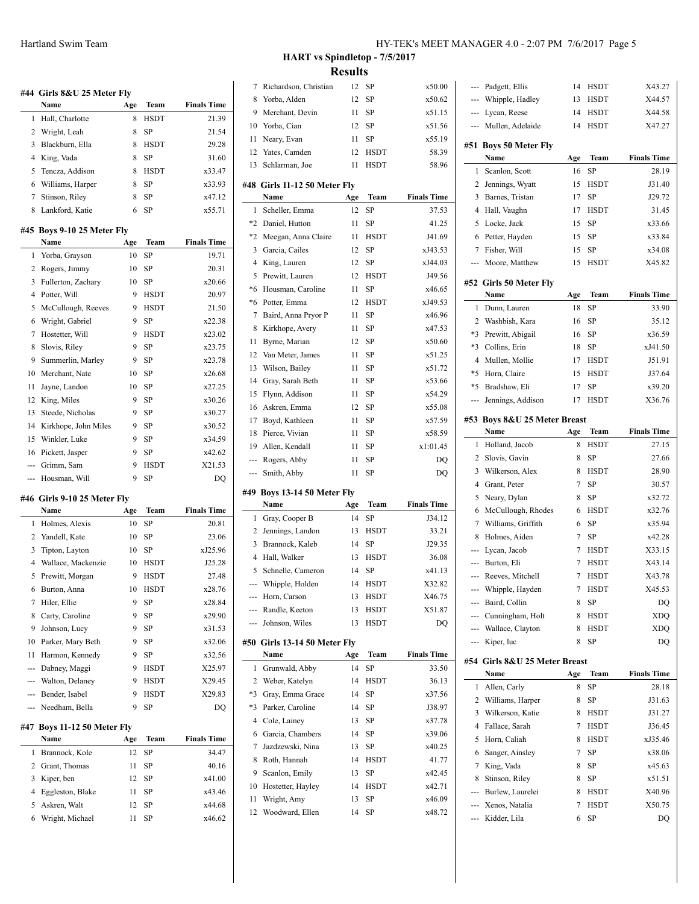## HART vs Spindletop - 7/5/2017

## Results

### #44 Girls 8&U 25 Meter Fly

| | Name | Age | Team | Finals Time |
|---|---|---|---|---|
| 1 | Hall, Charlotte | 8 | HSDT | 21.39 |
| 2 | Wright, Leah | 8 | SP | 21.54 |
| 3 | Blackburn, Ella | 8 | HSDT | 29.28 |
| 4 | King, Vada | 8 | SP | 31.60 |
| 5 | Tencza, Addison | 8 | HSDT | x33.47 |
| 6 | Williams, Harper | 8 | SP | x33.93 |
| 7 | Stinson, Riley | 8 | SP | x47.12 |
| 8 | Lankford, Katie | 6 | SP | x55.71 |

### #45 Boys 9-10 25 Meter Fly

| | Name | Age | Team | Finals Time |
|---|---|---|---|---|
| 1 | Yorba, Grayson | 10 | SP | 19.71 |
| 2 | Rogers, Jimmy | 10 | SP | 20.31 |
| 3 | Fullerton, Zachary | 10 | SP | x20.66 |
| 4 | Potter, Will | 9 | HSDT | 20.97 |
| 5 | McCullough, Reeves | 9 | HSDT | 21.50 |
| 6 | Wright, Gabriel | 9 | SP | x22.38 |
| 7 | Hostetter, Will | 9 | HSDT | x23.02 |
| 8 | Slovis, Riley | 9 | SP | x23.75 |
| 9 | Summerlin, Marley | 9 | SP | x23.78 |
| 10 | Merchant, Nate | 10 | SP | x26.68 |
| 11 | Jayne, Landon | 10 | SP | x27.25 |
| 12 | King, Miles | 9 | SP | x30.26 |
| 13 | Steede, Nicholas | 9 | SP | x30.27 |
| 14 | Kirkhope, John Miles | 9 | SP | x30.52 |
| 15 | Winkler, Luke | 9 | SP | x34.59 |
| 16 | Pickett, Jasper | 9 | SP | x42.62 |
| --- | Grimm, Sam | 9 | HSDT | X21.53 |
| --- | Housman, Will | 9 | SP | DQ |

### #46 Girls 9-10 25 Meter Fly

| | Name | Age | Team | Finals Time |
|---|---|---|---|---|
| 1 | Holmes, Alexis | 10 | SP | 20.81 |
| 2 | Yandell, Kate | 10 | SP | 23.06 |
| 3 | Tipton, Layton | 10 | SP | xJ25.96 |
| 4 | Wallace, Mackenzie | 10 | HSDT | J25.28 |
| 5 | Prewitt, Morgan | 9 | HSDT | 27.48 |
| 6 | Burton, Anna | 10 | HSDT | x28.76 |
| 7 | Hiler, Ellie | 9 | SP | x28.84 |
| 8 | Carty, Caroline | 9 | SP | x29.90 |
| 9 | Johnson, Lucy | 9 | SP | x31.53 |
| 10 | Parker, Mary Beth | 9 | SP | x32.06 |
| 11 | Harmon, Kennedy | 9 | SP | x32.56 |
| --- | Dabney, Maggi | 9 | HSDT | X25.97 |
| --- | Walton, Delaney | 9 | HSDT | X29.45 |
| --- | Bender, Isabel | 9 | HSDT | X29.83 |
| --- | Needham, Bella | 9 | SP | DQ |

### #47 Boys 11-12 50 Meter Fly

| | Name | Age | Team | Finals Time |
|---|---|---|---|---|
| 1 | Brannock, Kole | 12 | SP | 34.47 |
| 2 | Grant, Thomas | 11 | SP | 40.16 |
| 3 | Kiper, ben | 12 | SP | x41.00 |
| 4 | Eggleston, Blake | 11 | SP | x43.46 |
| 5 | Askren, Walt | 12 | SP | x44.68 |
| 6 | Wright, Michael | 11 | SP | x46.62 |
| 7 | Richardson, Christian | 12 | SP | x50.00 |
| 8 | Yorba, Alden | 12 | SP | x50.62 |
| 9 | Merchant, Devin | 11 | SP | x51.15 |
| 10 | Yorba, Cian | 12 | SP | x51.56 |
| 11 | Neary, Evan | 11 | SP | x55.19 |
| 12 | Yates, Camden | 12 | HSDT | 58.39 |
| 13 | Schlarman, Joe | 11 | HSDT | 58.96 |

### #48 Girls 11-12 50 Meter Fly

| | Name | Age | Team | Finals Time |
|---|---|---|---|---|
| 1 | Scheller, Emma | 12 | SP | 37.53 |
| *2 | Daniel, Hutton | 11 | SP | 41.25 |
| *2 | Meegan, Anna Claire | 11 | HSDT | J41.69 |
| 3 | Garcia, Cailes | 12 | SP | xJ43.53 |
| 4 | King, Lauren | 12 | SP | xJ44.03 |
| 5 | Prewitt, Lauren | 12 | HSDT | J49.56 |
| *6 | Housman, Caroline | 11 | SP | x46.65 |
| *6 | Potter, Emma | 12 | HSDT | xJ49.53 |
| 7 | Baird, Anna Pryor P | 11 | SP | x46.96 |
| 8 | Kirkhope, Avery | 11 | SP | x47.53 |
| 11 | Byrne, Marian | 12 | SP | x50.60 |
| 12 | Van Meter, James | 11 | SP | x51.25 |
| 13 | Wilson, Bailey | 11 | SP | x51.72 |
| 14 | Gray, Sarah Beth | 11 | SP | x53.66 |
| 15 | Flynn, Addison | 11 | SP | x54.29 |
| 16 | Askren, Emma | 12 | SP | x55.08 |
| 17 | Boyd, Kathleen | 11 | SP | x57.59 |
| 18 | Pierce, Vivian | 11 | SP | x58.59 |
| 19 | Allen, Kendall | 11 | SP | x1:01.45 |
| --- | Rogers, Abby | 11 | SP | DQ |
| --- | Smith, Abby | 11 | SP | DQ |

### #49 Boys 13-14 50 Meter Fly

| | Name | Age | Team | Finals Time |
|---|---|---|---|---|
| 1 | Gray, Cooper B | 14 | SP | J34.12 |
| 2 | Jennings, Landon | 13 | HSDT | 33.21 |
| 3 | Brannock, Kaleb | 14 | SP | J29.35 |
| 4 | Hall, Walker | 13 | HSDT | 36.08 |
| 5 | Schnelle, Cameron | 14 | SP | x41.13 |
| --- | Whipple, Holden | 14 | HSDT | X32.82 |
| --- | Horn, Carson | 13 | HSDT | X46.75 |
| --- | Randle, Keeton | 13 | HSDT | X51.87 |
| --- | Johnson, Wiles | 13 | HSDT | DQ |

### #50 Girls 13-14 50 Meter Fly

| | Name | Age | Team | Finals Time |
|---|---|---|---|---|
| 1 | Grunwald, Abby | 14 | SP | 33.50 |
| 2 | Weber, Katelyn | 14 | HSDT | 36.13 |
| *3 | Gray, Emma Grace | 14 | SP | x37.56 |
| *3 | Parker, Caroline | 14 | SP | J38.97 |
| 4 | Cole, Lainey | 13 | SP | x37.78 |
| 6 | Garcia, Chambers | 14 | SP | x39.06 |
| 7 | Jazdzewski, Nina | 13 | SP | x40.25 |
| 8 | Roth, Hannah | 14 | HSDT | 41.77 |
| 9 | Scanlon, Emily | 13 | SP | x42.45 |
| 10 | Hostetter, Hayley | 14 | HSDT | x42.71 |
| 11 | Wright, Amy | 13 | SP | x46.09 |
| 12 | Woodward, Ellen | 14 | SP | x48.72 |
| --- | Padgett, Ellis | 14 | HSDT | X43.27 |
| --- | Whipple, Hadley | 13 | HSDT | X44.57 |
| --- | Lycan, Reese | 14 | HSDT | X44.58 |
| --- | Mullen, Adelaide | 14 | HSDT | X47.27 |

### #51 Boys 50 Meter Fly

| | Name | Age | Team | Finals Time |
|---|---|---|---|---|
| 1 | Scanlon, Scott | 16 | SP | 28.19 |
| 2 | Jennings, Wyatt | 15 | HSDT | J31.40 |
| 3 | Barnes, Tristan | 17 | SP | J29.72 |
| 4 | Hall, Vaughn | 17 | HSDT | 31.45 |
| 5 | Locke, Jack | 15 | SP | x33.66 |
| 6 | Petter, Hayden | 15 | SP | x33.84 |
| 7 | Fisher, Will | 15 | SP | x34.08 |
| --- | Moore, Matthew | 15 | HSDT | X45.82 |

### #52 Girls 50 Meter Fly

| | Name | Age | Team | Finals Time |
|---|---|---|---|---|
| 1 | Dunn, Lauren | 18 | SP | 33.90 |
| 2 | Washbish, Kara | 16 | SP | 35.12 |
| *3 | Prewitt, Abigail | 16 | SP | x36.59 |
| *3 | Collins, Erin | 18 | SP | xJ41.50 |
| 4 | Mullen, Mollie | 17 | HSDT | J51.91 |
| *5 | Horn, Claire | 15 | HSDT | J37.64 |
| *5 | Bradshaw, Eli | 17 | SP | x39.20 |
| --- | Jennings, Addison | 17 | HSDT | X36.76 |

### #53 Boys 8&U 25 Meter Breast

| | Name | Age | Team | Finals Time |
|---|---|---|---|---|
| 1 | Holland, Jacob | 8 | HSDT | 27.15 |
| 2 | Slovis, Gavin | 8 | SP | 27.66 |
| 3 | Wilkerson, Alex | 8 | HSDT | 28.90 |
| 4 | Grant, Peter | 7 | SP | 30.57 |
| 5 | Neary, Dylan | 8 | SP | x32.72 |
| 6 | McCullough, Rhodes | 6 | HSDT | x32.76 |
| 7 | Williams, Griffith | 6 | SP | x35.94 |
| 8 | Holmes, Aiden | 7 | SP | x42.28 |
| --- | Lycan, Jacob | 7 | HSDT | X33.15 |
| --- | Burton, Eli | 7 | HSDT | X43.14 |
| --- | Reeves, Mitchell | 7 | HSDT | X43.78 |
| --- | Whipple, Hayden | 7 | HSDT | X45.53 |
| --- | Baird, Collin | 8 | SP | DQ |
| --- | Cunningham, Holt | 8 | HSDT | XDQ |
| --- | Wallace, Clayton | 8 | HSDT | XDQ |
| --- | Kiper, luc | 8 | SP | DQ |

### #54 Girls 8&U 25 Meter Breast

| | Name | Age | Team | Finals Time |
|---|---|---|---|---|
| 1 | Allen, Carly | 8 | SP | 28.18 |
| 2 | Williams, Harper | 8 | SP | J31.63 |
| 3 | Wilkerson, Katie | 8 | HSDT | J31.27 |
| 4 | Fallace, Sarah | 7 | HSDT | J36.45 |
| 5 | Horn, Caliah | 8 | HSDT | xJ35.46 |
| 6 | Sanger, Ainsley | 7 | SP | x38.06 |
| 7 | King, Vada | 8 | SP | x45.63 |
| 8 | Stinson, Riley | 8 | SP | x51.51 |
| --- | Burlew, Laurelei | 8 | HSDT | X40.96 |
| --- | Xenos, Natalia | 7 | HSDT | X50.75 |
| --- | Kidder, Lila | 6 | SP | DQ |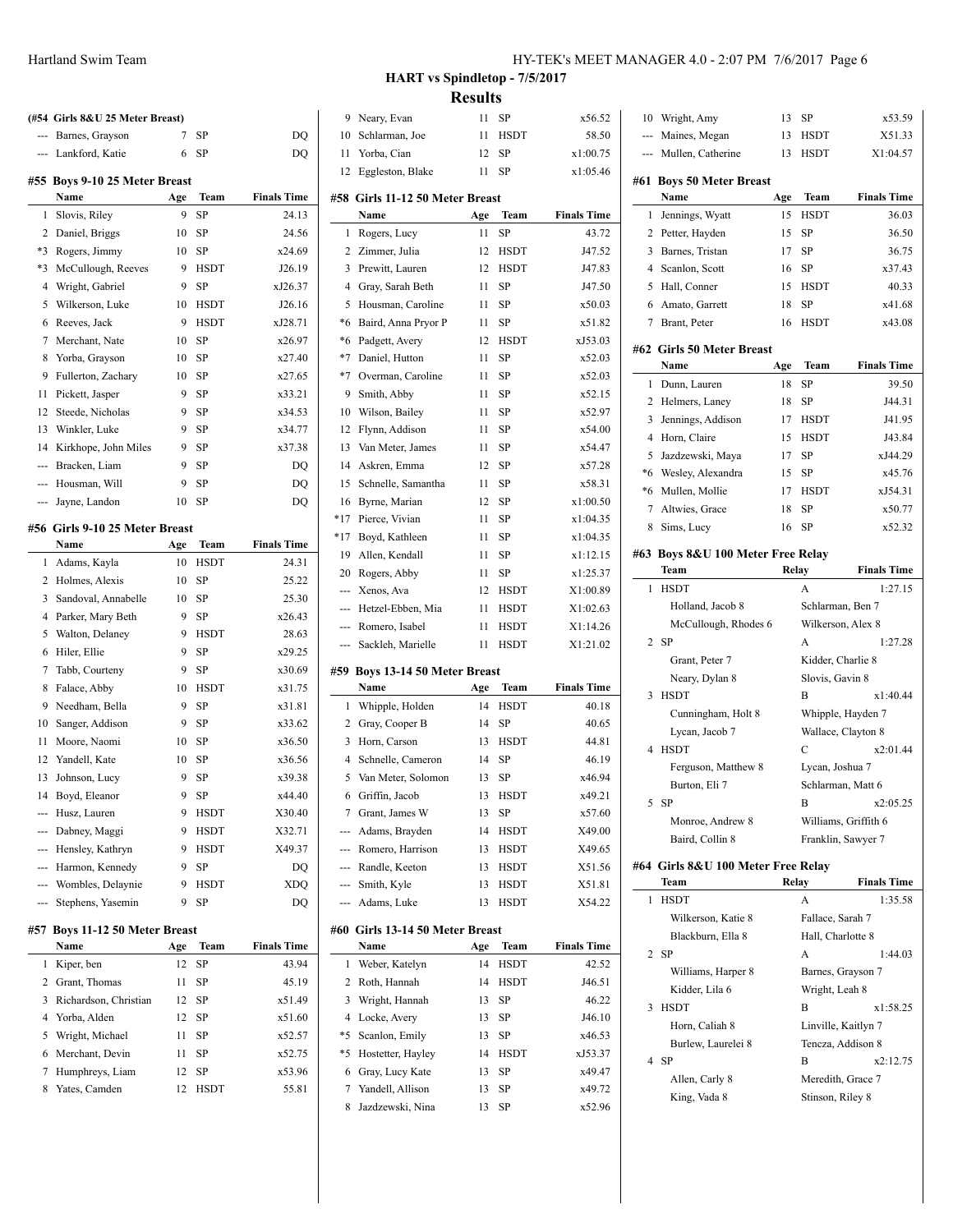## HART vs Spindletop - 7/5/2017

## Results

### (#54 Girls 8&U 25 Meter Breast)

| | Name | Age | Team | Finals Time |
|---|---|---|---|---|
| --- | Barnes, Grayson | 7 | SP | DQ |
| --- | Lankford, Katie | 6 | SP | DQ |

### #55 Boys 9-10 25 Meter Breast

| | Name | Age | Team | Finals Time |
|---|---|---|---|---|
| 1 | Slovis, Riley | 9 | SP | 24.13 |
| 2 | Daniel, Briggs | 10 | SP | 24.56 |
| *3 | Rogers, Jimmy | 10 | SP | x24.69 |
| *3 | McCullough, Reeves | 9 | HSDT | J26.19 |
| 4 | Wright, Gabriel | 9 | SP | xJ26.37 |
| 5 | Wilkerson, Luke | 10 | HSDT | J26.16 |
| 6 | Reeves, Jack | 9 | HSDT | xJ28.71 |
| 7 | Merchant, Nate | 10 | SP | x26.97 |
| 8 | Yorba, Grayson | 10 | SP | x27.40 |
| 9 | Fullerton, Zachary | 10 | SP | x27.65 |
| 11 | Pickett, Jasper | 9 | SP | x33.21 |
| 12 | Steede, Nicholas | 9 | SP | x34.53 |
| 13 | Winkler, Luke | 9 | SP | x34.77 |
| 14 | Kirkhope, John Miles | 9 | SP | x37.38 |
| --- | Bracken, Liam | 9 | SP | DQ |
| --- | Housman, Will | 9 | SP | DQ |
| --- | Jayne, Landon | 10 | SP | DQ |

### #56 Girls 9-10 25 Meter Breast

| | Name | Age | Team | Finals Time |
|---|---|---|---|---|
| 1 | Adams, Kayla | 10 | HSDT | 24.31 |
| 2 | Holmes, Alexis | 10 | SP | 25.22 |
| 3 | Sandoval, Annabelle | 10 | SP | 25.30 |
| 4 | Parker, Mary Beth | 9 | SP | x26.43 |
| 5 | Walton, Delaney | 9 | HSDT | 28.63 |
| 6 | Hiler, Ellie | 9 | SP | x29.25 |
| 7 | Tabb, Courteny | 9 | SP | x30.69 |
| 8 | Falace, Abby | 10 | HSDT | x31.75 |
| 9 | Needham, Bella | 9 | SP | x31.81 |
| 10 | Sanger, Addison | 9 | SP | x33.62 |
| 11 | Moore, Naomi | 10 | SP | x36.50 |
| 12 | Yandell, Kate | 10 | SP | x36.56 |
| 13 | Johnson, Lucy | 9 | SP | x39.38 |
| 14 | Boyd, Eleanor | 9 | SP | x44.40 |
| --- | Husz, Lauren | 9 | HSDT | X30.40 |
| --- | Dabney, Maggi | 9 | HSDT | X32.71 |
| --- | Hensley, Kathryn | 9 | HSDT | X49.37 |
| --- | Harmon, Kennedy | 9 | SP | DQ |
| --- | Wombles, Delaynie | 9 | HSDT | XDQ |
| --- | Stephens, Yasemin | 9 | SP | DQ |

### #57 Boys 11-12 50 Meter Breast

| | Name | Age | Team | Finals Time |
|---|---|---|---|---|
| 1 | Kiper, ben | 12 | SP | 43.94 |
| 2 | Grant, Thomas | 11 | SP | 45.19 |
| 3 | Richardson, Christian | 12 | SP | x51.49 |
| 4 | Yorba, Alden | 12 | SP | x51.60 |
| 5 | Wright, Michael | 11 | SP | x52.57 |
| 6 | Merchant, Devin | 11 | SP | x52.75 |
| 7 | Humphreys, Liam | 12 | SP | x53.96 |
| 8 | Yates, Camden | 12 | HSDT | 55.81 |
| 9 | Neary, Evan | 11 | SP | x56.52 |
| 10 | Schlarman, Joe | 11 | HSDT | 58.50 |
| 11 | Yorba, Cian | 12 | SP | x1:00.75 |
| 12 | Eggleston, Blake | 11 | SP | x1:05.46 |

### #58 Girls 11-12 50 Meter Breast

| | Name | Age | Team | Finals Time |
|---|---|---|---|---|
| 1 | Rogers, Lucy | 11 | SP | 43.72 |
| 2 | Zimmer, Julia | 12 | HSDT | J47.52 |
| 3 | Prewitt, Lauren | 12 | HSDT | J47.83 |
| 4 | Gray, Sarah Beth | 11 | SP | J47.50 |
| 5 | Housman, Caroline | 11 | SP | x50.03 |
| *6 | Baird, Anna Pryor P | 11 | SP | x51.82 |
| *6 | Padgett, Avery | 12 | HSDT | xJ53.03 |
| *7 | Daniel, Hutton | 11 | SP | x52.03 |
| *7 | Overman, Caroline | 11 | SP | x52.03 |
| 9 | Smith, Abby | 11 | SP | x52.15 |
| 10 | Wilson, Bailey | 11 | SP | x52.97 |
| 12 | Flynn, Addison | 11 | SP | x54.00 |
| 13 | Van Meter, James | 11 | SP | x54.47 |
| 14 | Askren, Emma | 12 | SP | x57.28 |
| 15 | Schnelle, Samantha | 11 | SP | x58.31 |
| 16 | Byrne, Marian | 12 | SP | x1:00.50 |
| *17 | Pierce, Vivian | 11 | SP | x1:04.35 |
| *17 | Boyd, Kathleen | 11 | SP | x1:04.35 |
| 19 | Allen, Kendall | 11 | SP | x1:12.15 |
| 20 | Rogers, Abby | 11 | SP | x1:25.37 |
| --- | Xenos, Ava | 12 | HSDT | X1:00.89 |
| --- | Hetzel-Ebben, Mia | 11 | HSDT | X1:02.63 |
| --- | Romero, Isabel | 11 | HSDT | X1:14.26 |
| --- | Sackleh, Marielle | 11 | HSDT | X1:21.02 |

### #59 Boys 13-14 50 Meter Breast

| | Name | Age | Team | Finals Time |
|---|---|---|---|---|
| 1 | Whipple, Holden | 14 | HSDT | 40.18 |
| 2 | Gray, Cooper B | 14 | SP | 40.65 |
| 3 | Horn, Carson | 13 | HSDT | 44.81 |
| 4 | Schnelle, Cameron | 14 | SP | 46.19 |
| 5 | Van Meter, Solomon | 13 | SP | x46.94 |
| 6 | Griffin, Jacob | 13 | HSDT | x49.21 |
| 7 | Grant, James W | 13 | SP | x57.60 |
| --- | Adams, Brayden | 14 | HSDT | X49.00 |
| --- | Romero, Harrison | 13 | HSDT | X49.65 |
| --- | Randle, Keeton | 13 | HSDT | X51.56 |
| --- | Smith, Kyle | 13 | HSDT | X51.81 |
| --- | Adams, Luke | 13 | HSDT | X54.22 |

### #60 Girls 13-14 50 Meter Breast

| | Name | Age | Team | Finals Time |
|---|---|---|---|---|
| 1 | Weber, Katelyn | 14 | HSDT | 42.52 |
| 2 | Roth, Hannah | 14 | HSDT | J46.51 |
| 3 | Wright, Hannah | 13 | SP | 46.22 |
| 4 | Locke, Avery | 13 | SP | J46.10 |
| *5 | Scanlon, Emily | 13 | SP | x46.53 |
| *5 | Hostetter, Hayley | 14 | HSDT | xJ53.37 |
| 6 | Gray, Lucy Kate | 13 | SP | x49.47 |
| 7 | Yandell, Allison | 13 | SP | x49.72 |
| 8 | Jazdzewski, Nina | 13 | SP | x52.96 |
| 10 | Wright, Amy | 13 | SP | x53.59 |
| --- | Maines, Megan | 13 | HSDT | X51.33 |
| --- | Mullen, Catherine | 13 | HSDT | X1:04.57 |

### #61 Boys 50 Meter Breast

| | Name | Age | Team | Finals Time |
|---|---|---|---|---|
| 1 | Jennings, Wyatt | 15 | HSDT | 36.03 |
| 2 | Petter, Hayden | 15 | SP | 36.50 |
| 3 | Barnes, Tristan | 17 | SP | 36.75 |
| 4 | Scanlon, Scott | 16 | SP | x37.43 |
| 5 | Hall, Conner | 15 | HSDT | 40.33 |
| 6 | Amato, Garrett | 18 | SP | x41.68 |
| 7 | Brant, Peter | 16 | HSDT | x43.08 |

### #62 Girls 50 Meter Breast

| | Name | Age | Team | Finals Time |
|---|---|---|---|---|
| 1 | Dunn, Lauren | 18 | SP | 39.50 |
| 2 | Helmers, Laney | 18 | SP | J44.31 |
| 3 | Jennings, Addison | 17 | HSDT | J41.95 |
| 4 | Horn, Claire | 15 | HSDT | J43.84 |
| 5 | Jazdzewski, Maya | 17 | SP | xJ44.29 |
| *6 | Wesley, Alexandra | 15 | SP | x45.76 |
| *6 | Mullen, Mollie | 17 | HSDT | xJ54.31 |
| 7 | Altwies, Grace | 18 | SP | x50.77 |
| 8 | Sims, Lucy | 16 | SP | x52.32 |

### #63 Boys 8&U 100 Meter Free Relay

| | Team | Relay | Finals Time |
|---|---|---|---|
| 1 | HSDT | A | 1:27.15 |
| | Holland, Jacob 8 | Schlarman, Ben 7 | |
| | McCullough, Rhodes 6 | Wilkerson, Alex 8 | |
| 2 | SP | A | 1:27.28 |
| | Grant, Peter 7 | Kidder, Charlie 8 | |
| | Neary, Dylan 8 | Slovis, Gavin 8 | |
| 3 | HSDT | B | x1:40.44 |
| | Cunningham, Holt 8 | Whipple, Hayden 7 | |
| | Lycan, Jacob 7 | Wallace, Clayton 8 | |
| 4 | HSDT | C | x2:01.44 |
| | Ferguson, Matthew 8 | Lycan, Joshua 7 | |
| | Burton, Eli 7 | Schlarman, Matt 6 | |
| 5 | SP | B | x2:05.25 |
| | Monroe, Andrew 8 | Williams, Griffith 6 | |
| | Baird, Collin 8 | Franklin, Sawyer 7 | |

### #64 Girls 8&U 100 Meter Free Relay

| | Team | Relay | Finals Time |
|---|---|---|---|
| 1 | HSDT | A | 1:35.58 |
| | Wilkerson, Katie 8 | Fallace, Sarah 7 | |
| | Blackburn, Ella 8 | Hall, Charlotte 8 | |
| 2 | SP | A | 1:44.03 |
| | Williams, Harper 8 | Barnes, Grayson 7 | |
| | Kidder, Lila 6 | Wright, Leah 8 | |
| 3 | HSDT | B | x1:58.25 |
| | Horn, Caliah 8 | Linville, Kaitlyn 7 | |
| | Burlew, Laurelei 8 | Tencza, Addison 8 | |
| 4 | SP | B | x2:12.75 |
| | Allen, Carly 8 | Meredith, Grace 7 | |
| | King, Vada 8 | Stinson, Riley 8 | |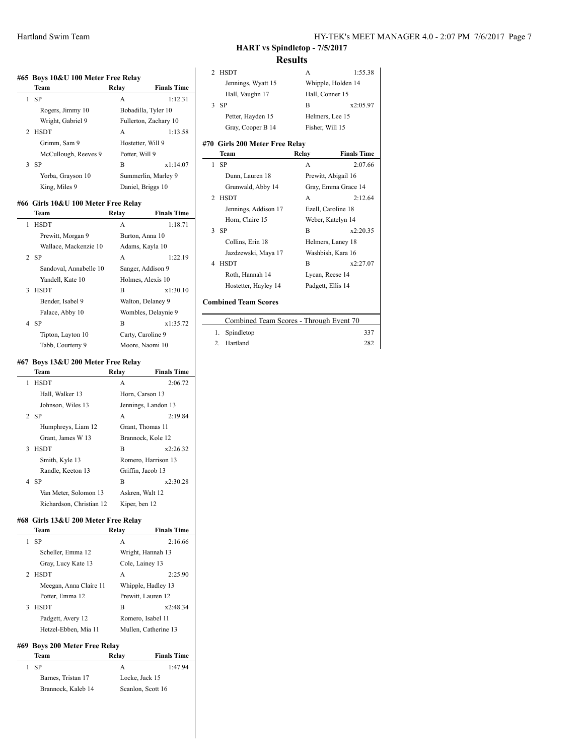## HART vs Spindletop - 7/5/2017

## Results

### #65 Boys 10&U 100 Meter Free Relay

| | Team | Relay | Finals Time |
|---|---|---|---|
| 1 | SP | A | 1:12.31 |
| | Rogers, Jimmy 10 | Bobadilla, Tyler 10 | |
| | Wright, Gabriel 9 | Fullerton, Zachary 10 | |
| 2 | HSDT | A | 1:13.58 |
| | Grimm, Sam 9 | Hostetter, Will 9 | |
| | McCullough, Reeves 9 | Potter, Will 9 | |
| 3 | SP | B | x1:14.07 |
| | Yorba, Grayson 10 | Summerlin, Marley 9 | |
| | King, Miles 9 | Daniel, Briggs 10 | |

### #66 Girls 10&U 100 Meter Free Relay

| | Team | Relay | Finals Time |
|---|---|---|---|
| 1 | HSDT | A | 1:18.71 |
| | Prewitt, Morgan 9 | Burton, Anna 10 | |
| | Wallace, Mackenzie 10 | Adams, Kayla 10 | |
| 2 | SP | A | 1:22.19 |
| | Sandoval, Annabelle 10 | Sanger, Addison 9 | |
| | Yandell, Kate 10 | Holmes, Alexis 10 | |
| 3 | HSDT | B | x1:30.10 |
| | Bender, Isabel 9 | Walton, Delaney 9 | |
| | Falace, Abby 10 | Wombles, Delaynie 9 | |
| 4 | SP | B | x1:35.72 |
| | Tipton, Layton 10 | Carty, Caroline 9 | |
| | Tabb, Courteny 9 | Moore, Naomi 10 | |

### #67 Boys 13&U 200 Meter Free Relay

| | Team | Relay | Finals Time |
|---|---|---|---|
| 1 | HSDT | A | 2:06.72 |
| | Hall, Walker 13 | Horn, Carson 13 | |
| | Johnson, Wiles 13 | Jennings, Landon 13 | |
| 2 | SP | A | 2:19.84 |
| | Humphreys, Liam 12 | Grant, Thomas 11 | |
| | Grant, James W 13 | Brannock, Kole 12 | |
| 3 | HSDT | B | x2:26.32 |
| | Smith, Kyle 13 | Romero, Harrison 13 | |
| | Randle, Keeton 13 | Griffin, Jacob 13 | |
| 4 | SP | B | x2:30.28 |
| | Van Meter, Solomon 13 | Askren, Walt 12 | |
| | Richardson, Christian 12 | Kiper, ben 12 | |

### #68 Girls 13&U 200 Meter Free Relay

| | Team | Relay | Finals Time |
|---|---|---|---|
| 1 | SP | A | 2:16.66 |
| | Scheller, Emma 12 | Wright, Hannah 13 | |
| | Gray, Lucy Kate 13 | Cole, Lainey 13 | |
| 2 | HSDT | A | 2:25.90 |
| | Meegan, Anna Claire 11 | Whipple, Hadley 13 | |
| | Potter, Emma 12 | Prewitt, Lauren 12 | |
| 3 | HSDT | B | x2:48.34 |
| | Padgett, Avery 12 | Romero, Isabel 11 | |
| | Hetzel-Ebben, Mia 11 | Mullen, Catherine 13 | |

### #69 Boys 200 Meter Free Relay

| | Team | Relay | Finals Time |
|---|---|---|---|
| 1 | SP | A | 1:47.94 |
| | Barnes, Tristan 17 | Locke, Jack 15 | |
| | Brannock, Kaleb 14 | Scanlon, Scott 16 | |
| 2 | HSDT | A | 1:55.38 |
| | Jennings, Wyatt 15 | Whipple, Holden 14 | |
| | Hall, Vaughn 17 | Hall, Conner 15 | |
| 3 | SP | B | x2:05.97 |
| | Petter, Hayden 15 | Helmers, Lee 15 | |
| | Gray, Cooper B 14 | Fisher, Will 15 | |

### #70 Girls 200 Meter Free Relay

| | Team | Relay | Finals Time |
|---|---|---|---|
| 1 | SP | A | 2:07.66 |
| | Dunn, Lauren 18 | Prewitt, Abigail 16 | |
| | Grunwald, Abby 14 | Gray, Emma Grace 14 | |
| 2 | HSDT | A | 2:12.64 |
| | Jennings, Addison 17 | Ezell, Caroline 18 | |
| | Horn, Claire 15 | Weber, Katelyn 14 | |
| 3 | SP | B | x2:20.35 |
| | Collins, Erin 18 | Helmers, Laney 18 | |
| | Jazdzewski, Maya 17 | Washbish, Kara 16 | |
| 4 | HSDT | B | x2:27.07 |
| | Roth, Hannah 14 | Lycan, Reese 14 | |
| | Hostetter, Hayley 14 | Padgett, Ellis 14 | |

### Combined Team Scores

Combined Team Scores - Through Event 70

| | | |
|---|---|---|
| 1. | Spindletop | 337 |
| 2. | Hartland | 282 |